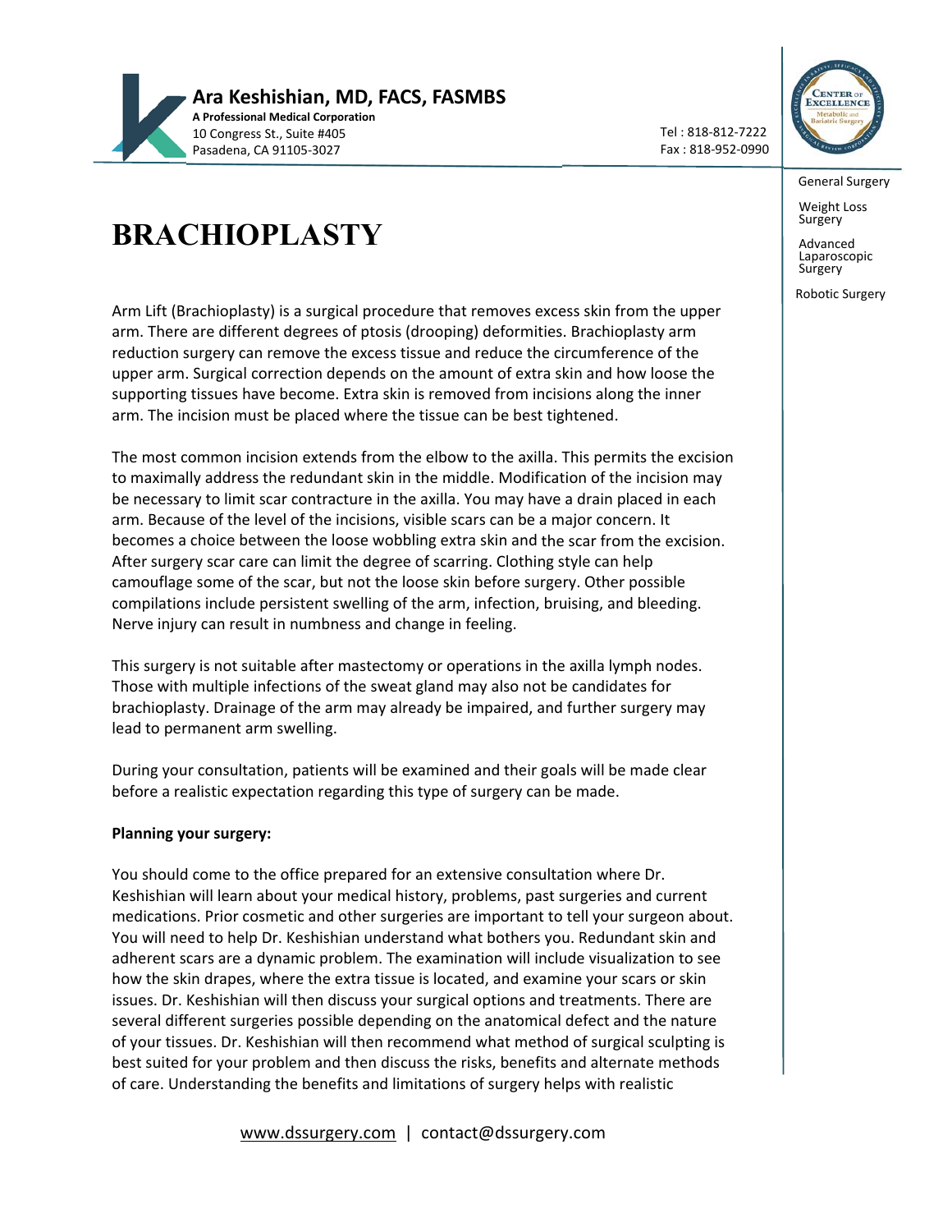**Ara Keshishian, MD, FACS, FASMBS**
**A Professional Medical Corporation**
10 Congress St., Suite #405
Pasadena, CA 91105-3027

Tel : 818-812-7222
Fax : 818-952-0990

General Surgery

Weight Loss Surgery

Advanced Laparoscopic Surgery

Robotic Surgery

# BRACHIOPLASTY

Arm Lift (Brachioplasty) is a surgical procedure that removes excess skin from the upper arm. There are different degrees of ptosis (drooping) deformities. Brachioplasty arm reduction surgery can remove the excess tissue and reduce the circumference of the upper arm. Surgical correction depends on the amount of extra skin and how loose the supporting tissues have become. Extra skin is removed from incisions along the inner arm. The incision must be placed where the tissue can be best tightened.

The most common incision extends from the elbow to the axilla. This permits the excision to maximally address the redundant skin in the middle. Modification of the incision may be necessary to limit scar contracture in the axilla. You may have a drain placed in each arm. Because of the level of the incisions, visible scars can be a major concern. It becomes a choice between the loose wobbling extra skin and the scar from the excision. After surgery scar care can limit the degree of scarring. Clothing style can help camouflage some of the scar, but not the loose skin before surgery. Other possible compilations include persistent swelling of the arm, infection, bruising, and bleeding. Nerve injury can result in numbness and change in feeling.

This surgery is not suitable after mastectomy or operations in the axilla lymph nodes. Those with multiple infections of the sweat gland may also not be candidates for brachioplasty. Drainage of the arm may already be impaired, and further surgery may lead to permanent arm swelling.

During your consultation, patients will be examined and their goals will be made clear before a realistic expectation regarding this type of surgery can be made.

**Planning your surgery:**

You should come to the office prepared for an extensive consultation where Dr. Keshishian will learn about your medical history, problems, past surgeries and current medications. Prior cosmetic and other surgeries are important to tell your surgeon about. You will need to help Dr. Keshishian understand what bothers you. Redundant skin and adherent scars are a dynamic problem. The examination will include visualization to see how the skin drapes, where the extra tissue is located, and examine your scars or skin issues. Dr. Keshishian will then discuss your surgical options and treatments. There are several different surgeries possible depending on the anatomical defect and the nature of your tissues. Dr. Keshishian will then recommend what method of surgical sculpting is best suited for your problem and then discuss the risks, benefits and alternate methods of care. Understanding the benefits and limitations of surgery helps with realistic

www.dssurgery.com | contact@dssurgery.com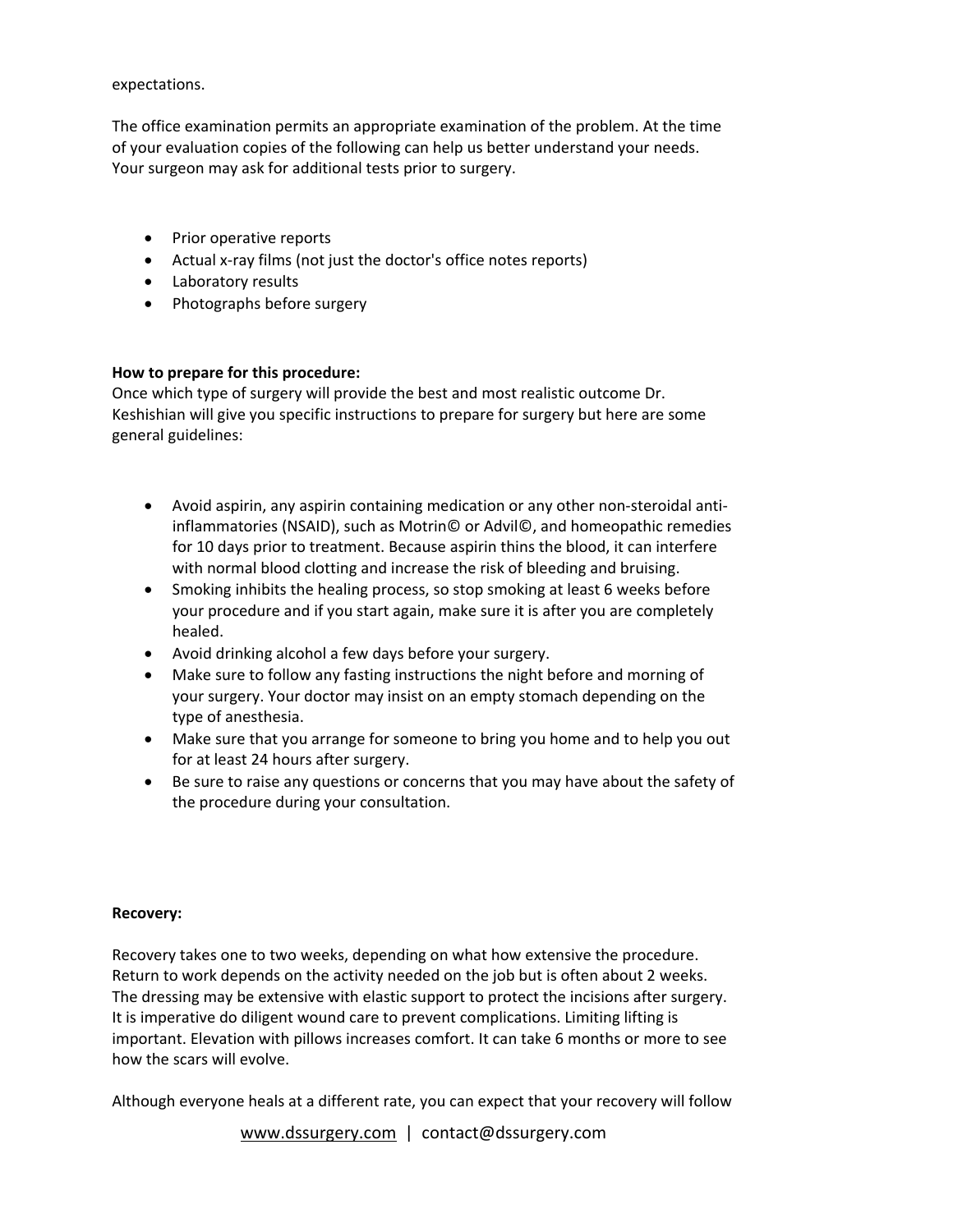expectations.

The office examination permits an appropriate examination of the problem. At the time of your evaluation copies of the following can help us better understand your needs. Your surgeon may ask for additional tests prior to surgery.

- Prior operative reports
- Actual x-ray films (not just the doctor's office notes reports)
- Laboratory results
- Photographs before surgery

**How to prepare for this procedure:**
Once which type of surgery will provide the best and most realistic outcome Dr. Keshishian will give you specific instructions to prepare for surgery but here are some general guidelines:

- Avoid aspirin, any aspirin containing medication or any other non-steroidal anti-inflammatories (NSAID), such as Motrin© or Advil©, and homeopathic remedies for 10 days prior to treatment. Because aspirin thins the blood, it can interfere with normal blood clotting and increase the risk of bleeding and bruising.
- Smoking inhibits the healing process, so stop smoking at least 6 weeks before your procedure and if you start again, make sure it is after you are completely healed.
- Avoid drinking alcohol a few days before your surgery.
- Make sure to follow any fasting instructions the night before and morning of your surgery. Your doctor may insist on an empty stomach depending on the type of anesthesia.
- Make sure that you arrange for someone to bring you home and to help you out for at least 24 hours after surgery.
- Be sure to raise any questions or concerns that you may have about the safety of the procedure during your consultation.

**Recovery:**

Recovery takes one to two weeks, depending on what how extensive the procedure. Return to work depends on the activity needed on the job but is often about 2 weeks. The dressing may be extensive with elastic support to protect the incisions after surgery. It is imperative do diligent wound care to prevent complications. Limiting lifting is important. Elevation with pillows increases comfort. It can take 6 months or more to see how the scars will evolve.

Although everyone heals at a different rate, you can expect that your recovery will follow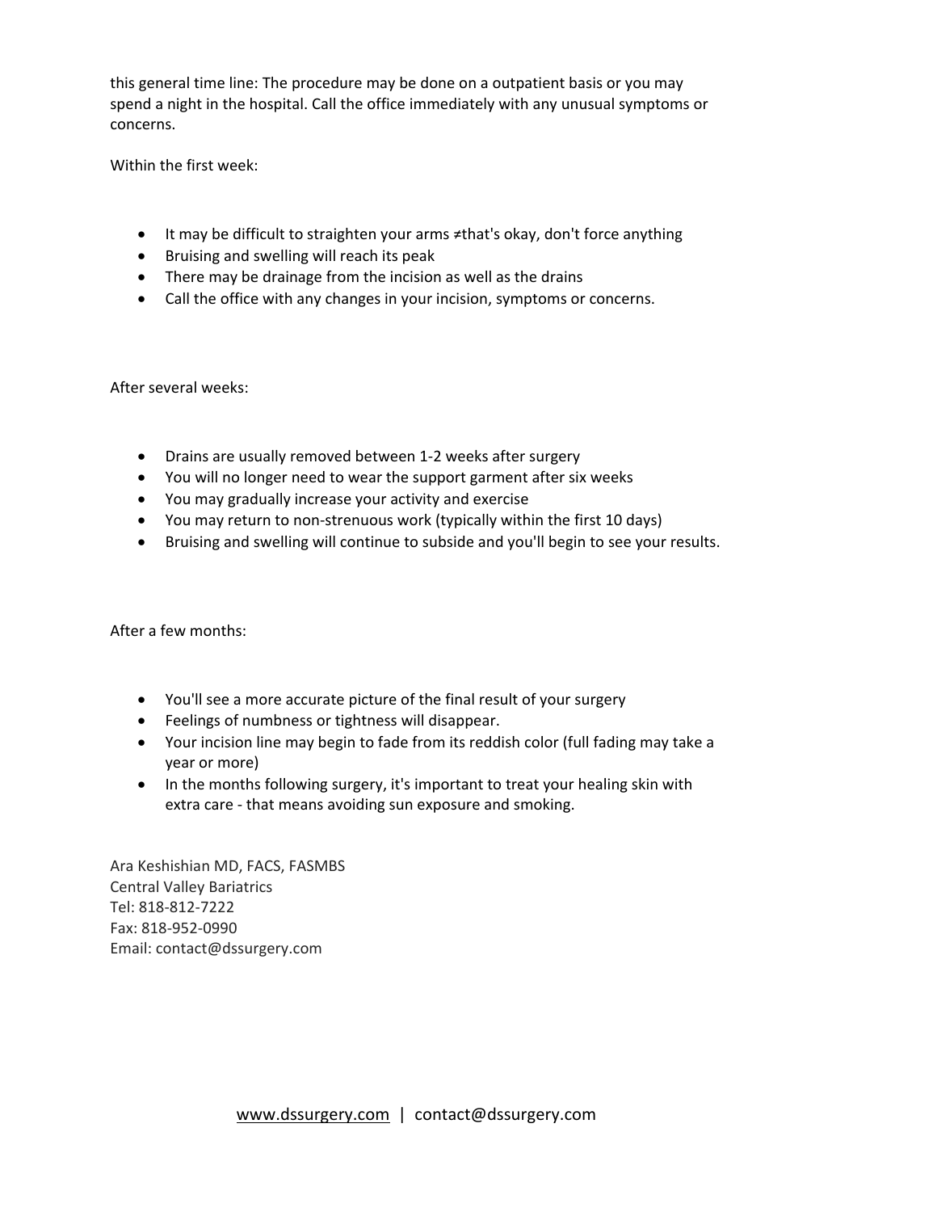this general time line: The procedure may be done on a outpatient basis or you may spend a night in the hospital. Call the office immediately with any unusual symptoms or concerns.

Within the first week:

- It may be difficult to straighten your arms ≠that's okay, don't force anything
- Bruising and swelling will reach its peak
- There may be drainage from the incision as well as the drains
- Call the office with any changes in your incision, symptoms or concerns.

After several weeks:

- Drains are usually removed between 1-2 weeks after surgery
- You will no longer need to wear the support garment after six weeks
- You may gradually increase your activity and exercise
- You may return to non-strenuous work (typically within the first 10 days)
- Bruising and swelling will continue to subside and you'll begin to see your results.

After a few months:

- You'll see a more accurate picture of the final result of your surgery
- Feelings of numbness or tightness will disappear.
- Your incision line may begin to fade from its reddish color (full fading may take a year or more)
- In the months following surgery, it's important to treat your healing skin with extra care - that means avoiding sun exposure and smoking.

Ara Keshishian MD, FACS, FASMBS
Central Valley Bariatrics
Tel: 818-812-7222
Fax: 818-952-0990
Email: contact@dssurgery.com